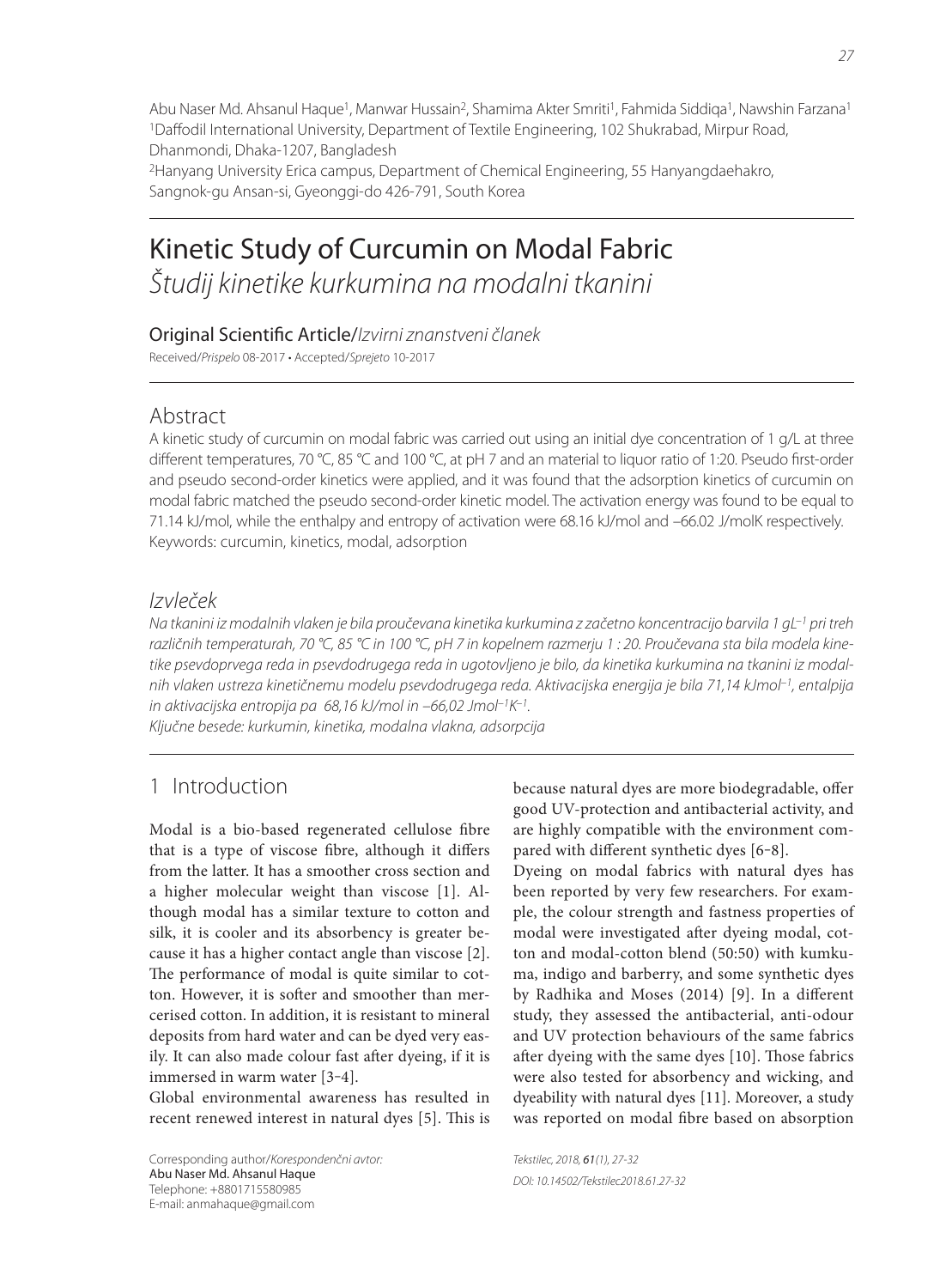Abu Naser Md. Ahsanul Haque[1], Manwar Hussain[2], Shamima Akter Smriti[1], Fahmida Siddiqa[1], Nawshin Farzana[1]
[1]Daffodil International University, Department of Textile Engineering, 102 Shukrabad, Mirpur Road, Dhanmondi, Dhaka-1207, Bangladesh
[2]Hanyang University Erica campus, Department of Chemical Engineering, 55 Hanyangdaehakro, Sangnok-gu Ansan-si, Gyeonggi-do 426-791, South Korea

# Kinetic Study of Curcumin on Modal Fabric

*Študij kinetike kurkumina na modalni tkanini*

Original Scientific Article/*Izvirni znanstveni članek*

Received/*Prispelo* 08-2017 • Accepted/*Sprejeto* 10-2017

## Abstract

A kinetic study of curcumin on modal fabric was carried out using an initial dye concentration of 1 g/L at three different temperatures, 70 °C, 85 °C and 100 °C, at pH 7 and an material to liquor ratio of 1:20. Pseudo first-order and pseudo second-order kinetics were applied, and it was found that the adsorption kinetics of curcumin on modal fabric matched the pseudo second-order kinetic model. The activation energy was found to be equal to 71.14 kJ/mol, while the enthalpy and entropy of activation were 68.16 kJ/mol and –66.02 J/molK respectively.

Keywords: curcumin, kinetics, modal, adsorption

## *Izvleček*

*Na tkanini iz modalnih vlaken je bila proučevana kinetika kurkumina z začetno koncentracijo barvila 1 gL$^{-1}$ pri treh različnih temperaturah, 70 °C, 85 °C in 100 °C, pH 7 in kopelnem razmerju 1 : 20. Proučevana sta bila modela kinetike psevdoprvega reda in psevdodrugega reda in ugotovljeno je bilo, da kinetika kurkumina na tkanini iz modalnih vlaken ustreza kinetičnemu modelu psevdodrugega reda. Aktivacijska energija je bila 71,14 kJmol$^{-1}$, entalpija in aktivacijska entropija pa 68,16 kJ/mol in –66,02 Jmol$^{-1}$K$^{-1}$.*

*Ključne besede: kurkumin, kinetika, modalna vlakna, adsorpcija*

## 1 Introduction

Modal is a bio-based regenerated cellulose fibre that is a type of viscose fibre, although it differs from the latter. It has a smoother cross section and a higher molecular weight than viscose [1]. Although modal has a similar texture to cotton and silk, it is cooler and its absorbency is greater because it has a higher contact angle than viscose [2]. The performance of modal is quite similar to cotton. However, it is softer and smoother than mercerised cotton. In addition, it is resistant to mineral deposits from hard water and can be dyed very easily. It can also made colour fast after dyeing, if it is immersed in warm water [3–4].

Global environmental awareness has resulted in recent renewed interest in natural dyes [5]. This is because natural dyes are more biodegradable, offer good UV-protection and antibacterial activity, and are highly compatible with the environment compared with different synthetic dyes [6–8].

Dyeing on modal fabrics with natural dyes has been reported by very few researchers. For example, the colour strength and fastness properties of modal were investigated after dyeing modal, cotton and modal-cotton blend (50:50) with kumkuma, indigo and barberry, and some synthetic dyes by Radhika and Moses (2014) [9]. In a different study, they assessed the antibacterial, anti-odour and UV protection behaviours of the same fabrics after dyeing with the same dyes [10]. Those fabrics were also tested for absorbency and wicking, and dyeability with natural dyes [11]. Moreover, a study was reported on modal fibre based on absorption

Corresponding author/*Korespondenčni avtor:*
Abu Naser Md. Ahsanul Haque
Telephone: +8801715580985
E-mail: anmahaque@gmail.com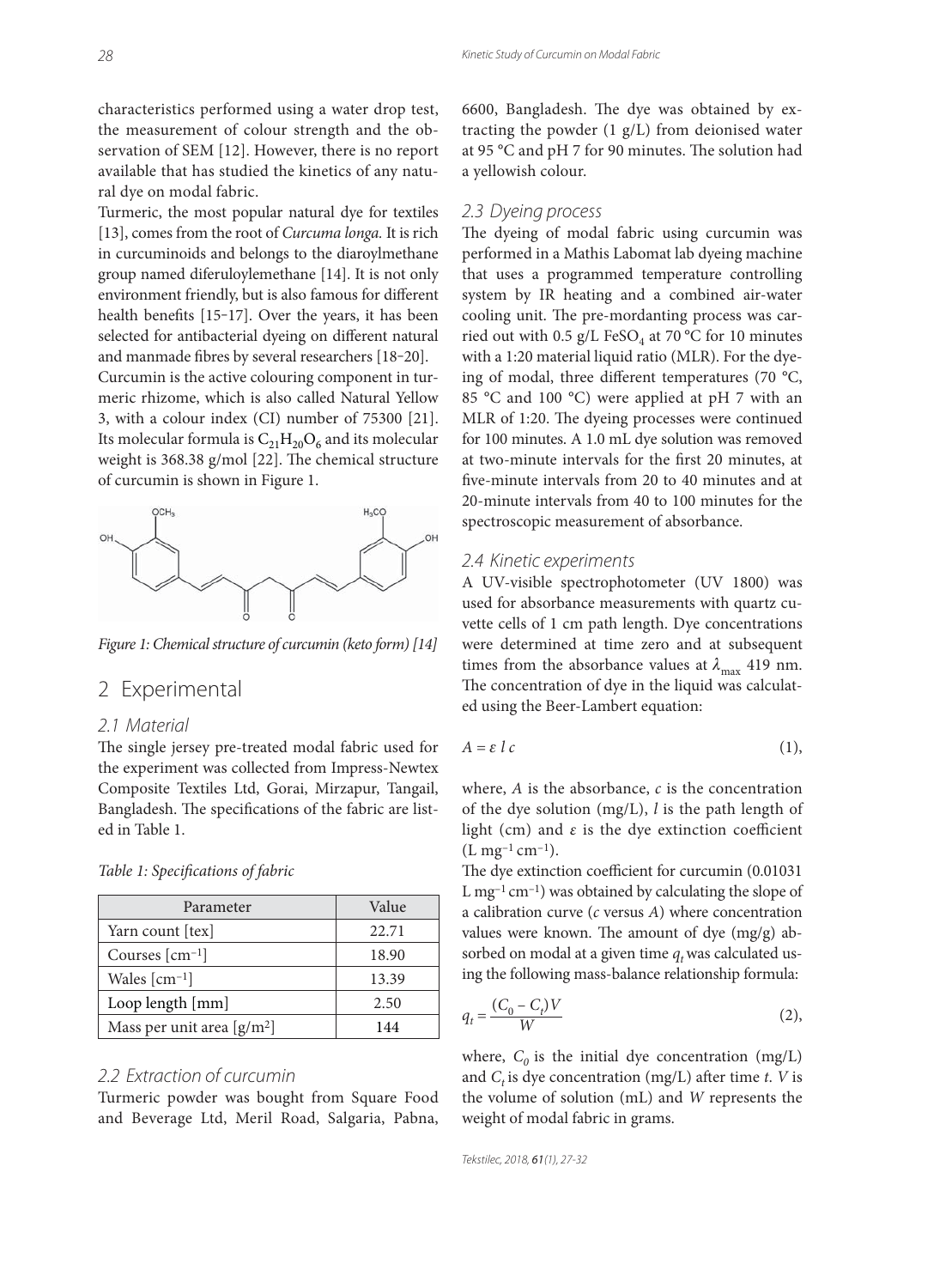characteristics performed using a water drop test, the measurement of colour strength and the observation of SEM [12]. However, there is no report available that has studied the kinetics of any natural dye on modal fabric.

Turmeric, the most popular natural dye for textiles [13], comes from the root of *Curcuma longa.* It is rich in curcuminoids and belongs to the diaroylmethane group named diferuloylemethane [14]. It is not only environment friendly, but is also famous for different health benefits [15–17]. Over the years, it has been selected for antibacterial dyeing on different natural and manmade fibres by several researchers [18–20].

Curcumin is the active colouring component in turmeric rhizome, which is also called Natural Yellow 3, with a colour index (CI) number of 75300 [21]. Its molecular formula is $C_{21}H_{20}O_6$ and its molecular weight is 368.38 g/mol [22]. The chemical structure of curcumin is shown in Figure 1.

*Figure 1: Chemical structure of curcumin (keto form) [14]*

## 2 Experimental

### 2.1 Material

The single jersey pre-treated modal fabric used for the experiment was collected from Impress-Newtex Composite Textiles Ltd, Gorai, Mirzapur, Tangail, Bangladesh. The specifications of the fabric are listed in Table 1.

*Table 1: Specifications of fabric*

| Parameter | Value |
|---|---|
| Yarn count [tex] | 22.71 |
| Courses [cm$^{-1}$] | 18.90 |
| Wales [cm$^{-1}$] | 13.39 |
| Loop length [mm] | 2.50 |
| Mass per unit area [g/m$^2$] | 144 |

### 2.2 Extraction of curcumin

Turmeric powder was bought from Square Food and Beverage Ltd, Meril Road, Salgaria, Pabna, 6600, Bangladesh. The dye was obtained by extracting the powder (1 g/L) from deionised water at 95 °C and pH 7 for 90 minutes. The solution had a yellowish colour.

### 2.3 Dyeing process

The dyeing of modal fabric using curcumin was performed in a Mathis Labomat lab dyeing machine that uses a programmed temperature controlling system by IR heating and a combined air-water cooling unit. The pre-mordanting process was carried out with 0.5 g/L $FeSO_4$ at 70 °C for 10 minutes with a 1:20 material liquid ratio (MLR). For the dyeing of modal, three different temperatures (70 °C, 85 °C and 100 °C) were applied at pH 7 with an MLR of 1:20. The dyeing processes were continued for 100 minutes. A 1.0 mL dye solution was removed at two-minute intervals for the first 20 minutes, at five-minute intervals from 20 to 40 minutes and at 20-minute intervals from 40 to 100 minutes for the spectroscopic measurement of absorbance.

### 2.4 Kinetic experiments

A UV-visible spectrophotometer (UV 1800) was used for absorbance measurements with quartz cuvette cells of 1 cm path length. Dye concentrations were determined at time zero and at subsequent times from the absorbance values at $\lambda_{max}$ 419 nm. The concentration of dye in the liquid was calculated using the Beer-Lambert equation:

$$A = \varepsilon \, l \, c \tag{1}$$

where, $A$ is the absorbance, $c$ is the concentration of the dye solution (mg/L), $l$ is the path length of light (cm) and $\varepsilon$ is the dye extinction coefficient (L mg$^{-1}$ cm$^{-1}$).

The dye extinction coefficient for curcumin (0.01031 L mg$^{-1}$ cm$^{-1}$) was obtained by calculating the slope of a calibration curve ($c$ versus $A$) where concentration values were known. The amount of dye (mg/g) absorbed on modal at a given time $q_t$ was calculated using the following mass-balance relationship formula:

$$q_t = \frac{(C_0 - C_t)V}{W} \tag{2}$$

where, $C_0$ is the initial dye concentration (mg/L) and $C_t$ is dye concentration (mg/L) after time $t$. $V$ is the volume of solution (mL) and $W$ represents the weight of modal fabric in grams.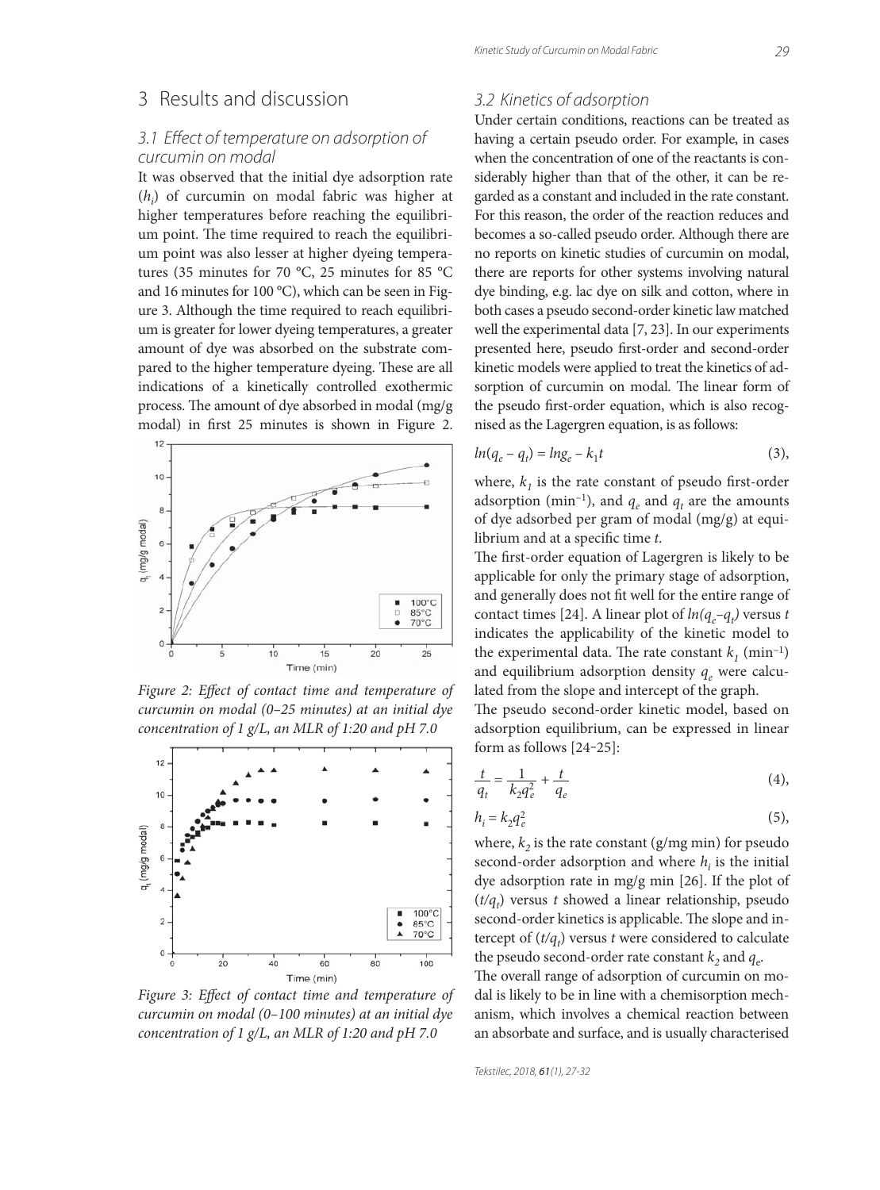## 3 Results and discussion

### 3.1 Effect of temperature on adsorption of curcumin on modal

It was observed that the initial dye adsorption rate ($h_i$) of curcumin on modal fabric was higher at higher temperatures before reaching the equilibrium point. The time required to reach the equilibrium point was also lesser at higher dyeing temperatures (35 minutes for 70 °C, 25 minutes for 85 °C and 16 minutes for 100 °C), which can be seen in Figure 3. Although the time required to reach equilibrium is greater for lower dyeing temperatures, a greater amount of dye was absorbed on the substrate compared to the higher temperature dyeing. These are all indications of a kinetically controlled exothermic process. The amount of dye absorbed in modal (mg/g modal) in first 25 minutes is shown in Figure 2.

*Figure 2: Effect of contact time and temperature of curcumin on modal (0–25 minutes) at an initial dye concentration of 1 g/L, an MLR of 1:20 and pH 7.0*

*Figure 3: Effect of contact time and temperature of curcumin on modal (0–100 minutes) at an initial dye concentration of 1 g/L, an MLR of 1:20 and pH 7.0*

### 3.2 Kinetics of adsorption

Under certain conditions, reactions can be treated as having a certain pseudo order. For example, in cases when the concentration of one of the reactants is considerably higher than that of the other, it can be regarded as a constant and included in the rate constant. For this reason, the order of the reaction reduces and becomes a so-called pseudo order. Although there are no reports on kinetic studies of curcumin on modal, there are reports for other systems involving natural dye binding, e.g. lac dye on silk and cotton, where in both cases a pseudo second-order kinetic law matched well the experimental data [7, 23]. In our experiments presented here, pseudo first-order and second-order kinetic models were applied to treat the kinetics of adsorption of curcumin on modal. The linear form of the pseudo first-order equation, which is also recognised as the Lagergren equation, is as follows:

$$ln(q_e - q_t) = lng_e - k_1 t \quad (3),$$

where, $k_1$ is the rate constant of pseudo first-order adsorption (min$^{-1}$), and $q_e$ and $q_t$ are the amounts of dye adsorbed per gram of modal (mg/g) at equilibrium and at a specific time $t$.

The first-order equation of Lagergren is likely to be applicable for only the primary stage of adsorption, and generally does not fit well for the entire range of contact times [24]. A linear plot of $ln(q_e–q_t)$ versus $t$ indicates the applicability of the kinetic model to the experimental data. The rate constant $k_1$ (min$^{-1}$) and equilibrium adsorption density $q_e$ were calculated from the slope and intercept of the graph.

The pseudo second-order kinetic model, based on adsorption equilibrium, can be expressed in linear form as follows [24–25]:

$$\frac{t}{q_t} = \frac{1}{k_2 q_e^2} + \frac{t}{q_e} \quad (4),$$

$$h_i = k_2 q_e^2 \quad (5),$$

where, $k_2$ is the rate constant (g/mg min) for pseudo second-order adsorption and where $h_i$ is the initial dye adsorption rate in mg/g min [26]. If the plot of ($t/q_t$) versus $t$ showed a linear relationship, pseudo second-order kinetics is applicable. The slope and intercept of ($t/q_t$) versus $t$ were considered to calculate the pseudo second-order rate constant $k_2$ and $q_e$.

The overall range of adsorption of curcumin on modal is likely to be in line with a chemisorption mechanism, which involves a chemical reaction between an absorbate and surface, and is usually characterised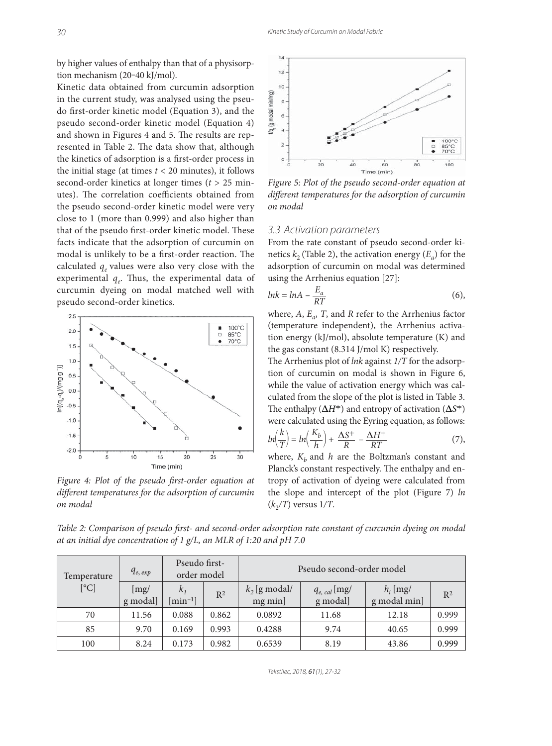by higher values of enthalpy than that of a physisorption mechanism (20–40 kJ/mol).

Kinetic data obtained from curcumin adsorption in the current study, was analysed using the pseudo first-order kinetic model (Equation 3), and the pseudo second-order kinetic model (Equation 4) and shown in Figures 4 and 5. The results are represented in Table 2. The data show that, although the kinetics of adsorption is a first-order process in the initial stage (at times $t < 20$ minutes), it follows second-order kinetics at longer times ($t > 25$ minutes). The correlation coefficients obtained from the pseudo second-order kinetic model were very close to 1 (more than 0.999) and also higher than that of the pseudo first-order kinetic model. These facts indicate that the adsorption of curcumin on modal is unlikely to be a first-order reaction. The calculated $q_e$ values were also very close with the experimental $q_e$. Thus, the experimental data of curcumin dyeing on modal matched well with pseudo second-order kinetics.

*Figure 4: Plot of the pseudo first-order equation at different temperatures for the adsorption of curcumin on modal*

*Figure 5: Plot of the pseudo second-order equation at different temperatures for the adsorption of curcumin on modal*

### 3.3 Activation parameters

From the rate constant of pseudo second-order kinetics $k_2$ (Table 2), the activation energy ($E_a$) for the adsorption of curcumin on modal was determined using the Arrhenius equation [27]:

$$lnk = lnA - \frac{E_a}{RT} \quad (6),$$

where, $A$, $E_a$, $T$, and $R$ refer to the Arrhenius factor (temperature independent), the Arrhenius activation energy (kJ/mol), absolute temperature (K) and the gas constant (8.314 J/mol K) respectively.

The Arrhenius plot of $lnk$ against $1/T$ for the adsorption of curcumin on modal is shown in Figure 6, while the value of activation energy which was calculated from the slope of the plot is listed in Table 3. The enthalpy ($\Delta H^{\neq}$) and entropy of activation ($\Delta S^{\neq}$) were calculated using the Eyring equation, as follows:

$$ln\left(\frac{k}{T}\right) = ln\left(\frac{K_b}{h}\right) + \frac{\Delta S^{\neq}}{R} - \frac{\Delta H^{\neq}}{RT} \quad (7),$$

where, $K_b$ and $h$ are the Boltzman's constant and Planck's constant respectively. The enthalpy and entropy of activation of dyeing were calculated from the slope and intercept of the plot (Figure 7) $ln(k_2/T)$ versus $1/T$.

*Table 2: Comparison of pseudo first- and second-order adsorption rate constant of curcumin dyeing on modal at an initial dye concentration of 1 g/L, an MLR of 1:20 and pH 7.0*

| Temperature [°C] | $q_{e,exp}$ | Pseudo first-order model | | Pseudo second-order model | | | |
|---|---|---|---|---|---|---|---|
| | [mg/g modal] | $k_1$ [min$^{-1}$] | $R^2$ | $k_2$ [g modal/mg min] | $q_{e,cal}$ [mg/g modal] | $h_i$ [mg/g modal min] | $R^2$ |
| 70 | 11.56 | 0.088 | 0.862 | 0.0892 | 11.68 | 12.18 | 0.999 |
| 85 | 9.70 | 0.169 | 0.993 | 0.4288 | 9.74 | 40.65 | 0.999 |
| 100 | 8.24 | 0.173 | 0.982 | 0.6539 | 8.19 | 43.86 | 0.999 |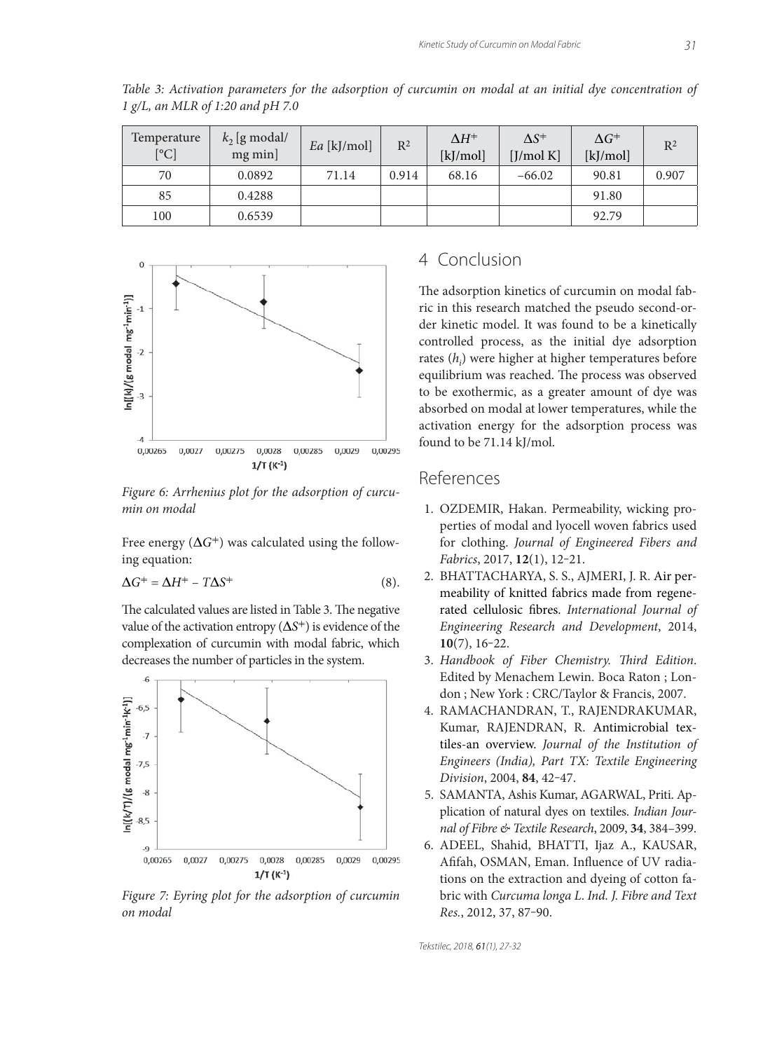*Table 3: Activation parameters for the adsorption of curcumin on modal at an initial dye concentration of 1 g/L, an MLR of 1:20 and pH 7.0*

| Temperature [°C] | $k_2$ [g modal/ mg min] | $Ea$ [kJ/mol] | $R^2$ | $\Delta H^{\neq}$ [kJ/mol] | $\Delta S^{\neq}$ [J/mol K] | $\Delta G^{\neq}$ [kJ/mol] | $R^2$ |
|---|---|---|---|---|---|---|---|
| 70 | 0.0892 | 71.14 | 0.914 | 68.16 | −66.02 | 90.81 | 0.907 |
| 85 | 0.4288 | | | | | 91.80 | |
| 100 | 0.6539 | | | | | 92.79 | |

*Figure 6: Arrhenius plot for the adsorption of curcumin on modal*

Free energy ($\Delta G^{\neq}$) was calculated using the following equation:

$$\Delta G^{\neq} = \Delta H^{\neq} - T\Delta S^{\neq} \quad (8).$$

The calculated values are listed in Table 3. The negative value of the activation entropy ($\Delta S^{\neq}$) is evidence of the complexation of curcumin with modal fabric, which decreases the number of particles in the system.

*Figure 7: Eyring plot for the adsorption of curcumin on modal*

## 4 Conclusion

The adsorption kinetics of curcumin on modal fabric in this research matched the pseudo second-order kinetic model. It was found to be a kinetically controlled process, as the initial dye adsorption rates ($h_i$) were higher at higher temperatures before equilibrium was reached. The process was observed to be exothermic, as a greater amount of dye was absorbed on modal at lower temperatures, while the activation energy for the adsorption process was found to be 71.14 kJ/mol.

## References

1. OZDEMIR, Hakan. Permeability, wicking properties of modal and lyocell woven fabrics used for clothing. *Journal of Engineered Fibers and Fabrics*, 2017, **12**(1), 12–21.
2. BHATTACHARYA, S. S., AJMERI, J. R. Air permeability of knitted fabrics made from regenerated cellulosic fibres. *International Journal of Engineering Research and Development*, 2014, **10**(7), 16–22.
3. *Handbook of Fiber Chemistry. Third Edition*. Edited by Menachem Lewin. Boca Raton ; London ; New York : CRC/Taylor & Francis, 2007.
4. RAMACHANDRAN, T., RAJENDRAKUMAR, Kumar, RAJENDRAN, R. Antimicrobial textiles-an overview. *Journal of the Institution of Engineers (India), Part TX: Textile Engineering Division*, 2004, **84**, 42–47.
5. SAMANTA, Ashis Kumar, AGARWAL, Priti. Application of natural dyes on textiles. *Indian Journal of Fibre & Textile Research*, 2009, **34**, 384–399.
6. ADEEL, Shahid, BHATTI, Ijaz A., KAUSAR, Afifah, OSMAN, Eman. Influence of UV radiations on the extraction and dyeing of cotton fabric with *Curcuma longa L. Ind. J. Fibre and Text Res.*, 2012, 37, 87–90.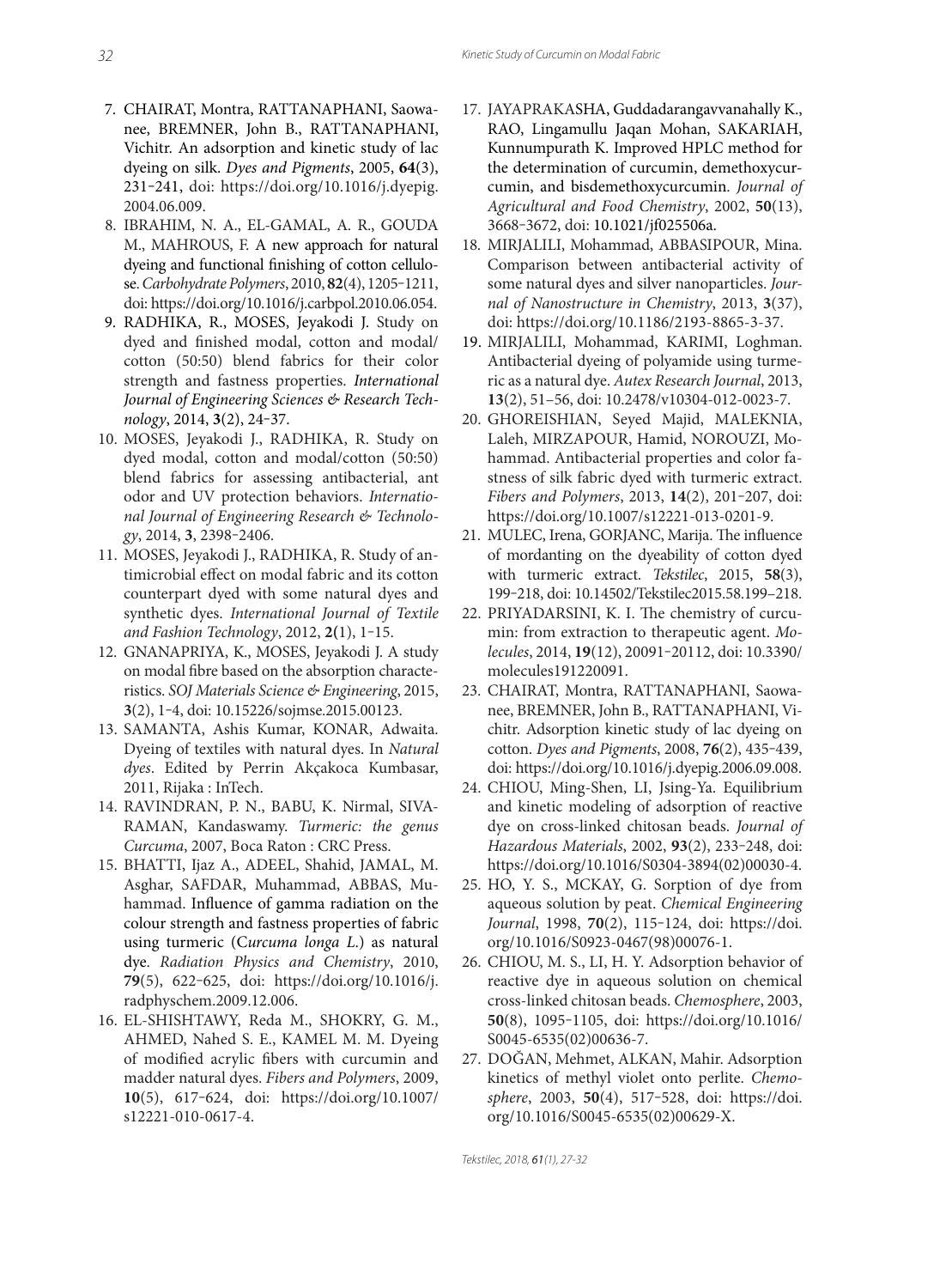7. CHAIRAT, Montra, RATTANAPHANI, Saowanee, BREMNER, John B., RATTANAPHANI, Vichitr. An adsorption and kinetic study of lac dyeing on silk. *Dyes and Pigments*, 2005, **64**(3), 231‒241, doi: https://doi.org/10.1016/j.dyepig.2004.06.009.
8. IBRAHIM, N. A., EL-GAMAL, A. R., GOUDA M., MAHROUS, F. A new approach for natural dyeing and functional finishing of cotton cellulose. *Carbohydrate Polymers*, 2010, **82**(4), 1205‒1211, doi: https://doi.org/10.1016/j.carbpol.2010.06.054.
9. RADHIKA, R., MOSES, Jeyakodi J. Study on dyed and finished modal, cotton and modal/cotton (50:50) blend fabrics for their color strength and fastness properties. *International Journal of Engineering Sciences & Research Technology*, 2014, **3**(2), 24‒37.
10. MOSES, Jeyakodi J., RADHIKA, R. Study on dyed modal, cotton and modal/cotton (50:50) blend fabrics for assessing antibacterial, ant odor and UV protection behaviors. *International Journal of Engineering Research & Technology*, 2014, **3**, 2398‒2406.
11. MOSES, Jeyakodi J., RADHIKA, R. Study of antimicrobial effect on modal fabric and its cotton counterpart dyed with some natural dyes and synthetic dyes. *International Journal of Textile and Fashion Technology*, 2012, **2**(1), 1‒15.
12. GNANAPRIYA, K., MOSES, Jeyakodi J. A study on modal fibre based on the absorption characteristics. *SOJ Materials Science & Engineering*, 2015, **3**(2), 1‒4, doi: 10.15226/sojmse.2015.00123.
13. SAMANTA, Ashis Kumar, KONAR, Adwaita. Dyeing of textiles with natural dyes. In *Natural dyes*. Edited by Perrin Akçakoca Kumbasar, 2011, Rijaka : InTech.
14. RAVINDRAN, P. N., BABU, K. Nirmal, SIVARAMAN, Kandaswamy. *Turmeric: the genus Curcuma*, 2007, Boca Raton : CRC Press.
15. BHATTI, Ijaz A., ADEEL, Shahid, JAMAL, M. Asghar, SAFDAR, Muhammad, ABBAS, Muhammad. Influence of gamma radiation on the colour strength and fastness properties of fabric using turmeric (*Curcuma longa L.*) as natural dye. *Radiation Physics and Chemistry*, 2010, **79**(5), 622‒625, doi: https://doi.org/10.1016/j.radphyschem.2009.12.006.
16. EL-SHISHTAWY, Reda M., SHOKRY, G. M., AHMED, Nahed S. E., KAMEL M. M. Dyeing of modified acrylic fibers with curcumin and madder natural dyes. *Fibers and Polymers*, 2009, **10**(5), 617‒624, doi: https://doi.org/10.1007/s12221-010-0617-4.
17. JAYAPRAKASHA, Guddadarangavvanahally K., RAO, Lingamullu Jaqan Mohan, SAKARIAH, Kunnumpurath K. Improved HPLC method for the determination of curcumin, demethoxycurcumin, and bisdemethoxycurcumin. *Journal of Agricultural and Food Chemistry*, 2002, **50**(13), 3668‒3672, doi: 10.1021/jf025506a.
18. MIRJALILI, Mohammad, ABBASIPOUR, Mina. Comparison between antibacterial activity of some natural dyes and silver nanoparticles. *Journal of Nanostructure in Chemistry*, 2013, **3**(37), doi: https://doi.org/10.1186/2193-8865-3-37.
19. MIRJALILI, Mohammad, KARIMI, Loghman. Antibacterial dyeing of polyamide using turmeric as a natural dye. *Autex Research Journal*, 2013, **13**(2), 51–56, doi: 10.2478/v10304-012-0023-7.
20. GHOREISHIAN, Seyed Majid, MALEKNIA, Laleh, MIRZAPOUR, Hamid, NOROUZI, Mohammad. Antibacterial properties and color fastness of silk fabric dyed with turmeric extract. *Fibers and Polymers*, 2013, **14**(2), 201‒207, doi: https://doi.org/10.1007/s12221-013-0201-9.
21. MULEC, Irena, GORJANC, Marija. The influence of mordanting on the dyeability of cotton dyed with turmeric extract. *Tekstilec*, 2015, **58**(3), 199‒218, doi: 10.14502/Tekstilec2015.58.199–218.
22. PRIYADARSINI, K. I. The chemistry of curcumin: from extraction to therapeutic agent. *Molecules*, 2014, **19**(12), 20091‒20112, doi: 10.3390/molecules191220091.
23. CHAIRAT, Montra, RATTANAPHANI, Saowanee, BREMNER, John B., RATTANAPHANI, Vichitr. Adsorption kinetic study of lac dyeing on cotton. *Dyes and Pigments*, 2008, **76**(2), 435‒439, doi: https://doi.org/10.1016/j.dyepig.2006.09.008.
24. CHIOU, Ming-Shen, LI, Jsing-Ya. Equilibrium and kinetic modeling of adsorption of reactive dye on cross-linked chitosan beads. *Journal of Hazardous Materials*, 2002, **93**(2), 233‒248, doi: https://doi.org/10.1016/S0304-3894(02)00030-4.
25. HO, Y. S., MCKAY, G. Sorption of dye from aqueous solution by peat. *Chemical Engineering Journal*, 1998, **70**(2), 115‒124, doi: https://doi.org/10.1016/S0923-0467(98)00076-1.
26. CHIOU, M. S., LI, H. Y. Adsorption behavior of reactive dye in aqueous solution on chemical cross-linked chitosan beads. *Chemosphere*, 2003, **50**(8), 1095‒1105, doi: https://doi.org/10.1016/S0045-6535(02)00636-7.
27. DOĞAN, Mehmet, ALKAN, Mahir. Adsorption kinetics of methyl violet onto perlite. *Chemosphere*, 2003, **50**(4), 517‒528, doi: https://doi.org/10.1016/S0045-6535(02)00629-X.